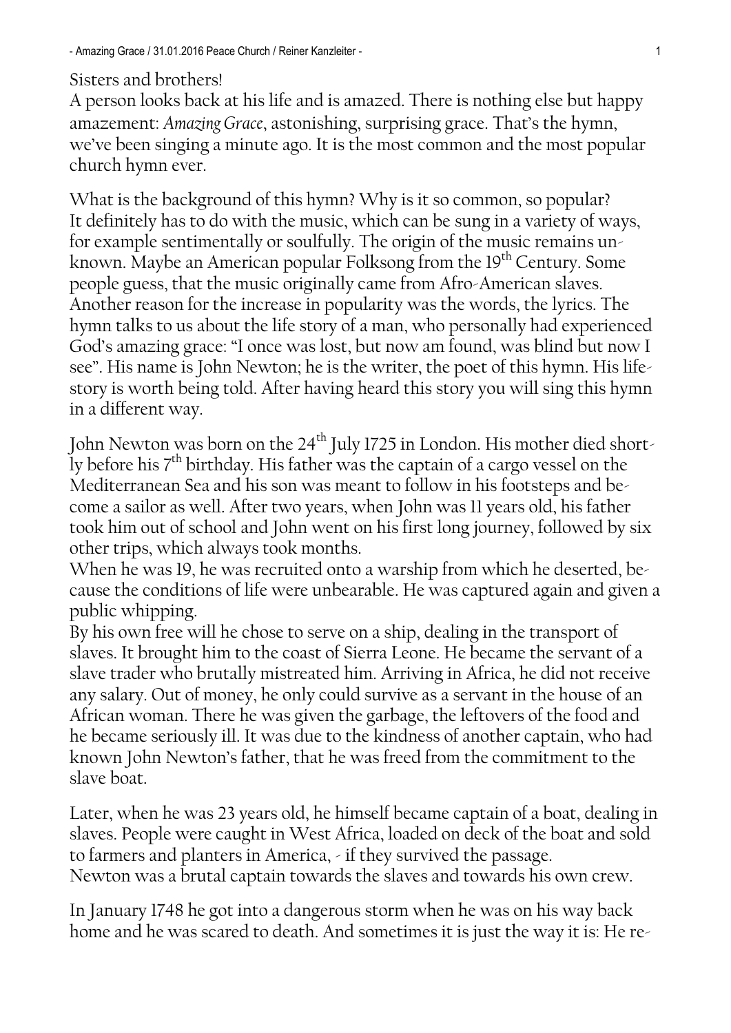Sisters and brothers!
A person looks back at his life and is amazed. There is nothing else but happy amazement: *Amazing Grace*, astonishing, surprising grace. That's the hymn, we've been singing a minute ago. It is the most common and the most popular church hymn ever.

What is the background of this hymn? Why is it so common, so popular?
It definitely has to do with the music, which can be sung in a variety of ways, for example sentimentally or soulfully. The origin of the music remains unknown. Maybe an American popular Folksong from the 19th Century. Some people guess, that the music originally came from Afro-American slaves. Another reason for the increase in popularity was the words, the lyrics. The hymn talks to us about the life story of a man, who personally had experienced God's amazing grace: "I once was lost, but now am found, was blind but now I see". His name is John Newton; he is the writer, the poet of this hymn. His life-story is worth being told. After having heard this story you will sing this hymn in a different way.

John Newton was born on the 24th July 1725 in London. His mother died shortly before his 7th birthday. His father was the captain of a cargo vessel on the Mediterranean Sea and his son was meant to follow in his footsteps and become a sailor as well. After two years, when John was 11 years old, his father took him out of school and John went on his first long journey, followed by six other trips, which always took months.
When he was 19, he was recruited onto a warship from which he deserted, because the conditions of life were unbearable. He was captured again and given a public whipping.
By his own free will he chose to serve on a ship, dealing in the transport of slaves. It brought him to the coast of Sierra Leone. He became the servant of a slave trader who brutally mistreated him. Arriving in Africa, he did not receive any salary. Out of money, he only could survive as a servant in the house of an African woman. There he was given the garbage, the leftovers of the food and he became seriously ill. It was due to the kindness of another captain, who had known John Newton's father, that he was freed from the commitment to the slave boat.

Later, when he was 23 years old, he himself became captain of a boat, dealing in slaves. People were caught in West Africa, loaded on deck of the boat and sold to farmers and planters in America, - if they survived the passage.
Newton was a brutal captain towards the slaves and towards his own crew.

In January 1748 he got into a dangerous storm when he was on his way back home and he was scared to death. And sometimes it is just the way it is: He re-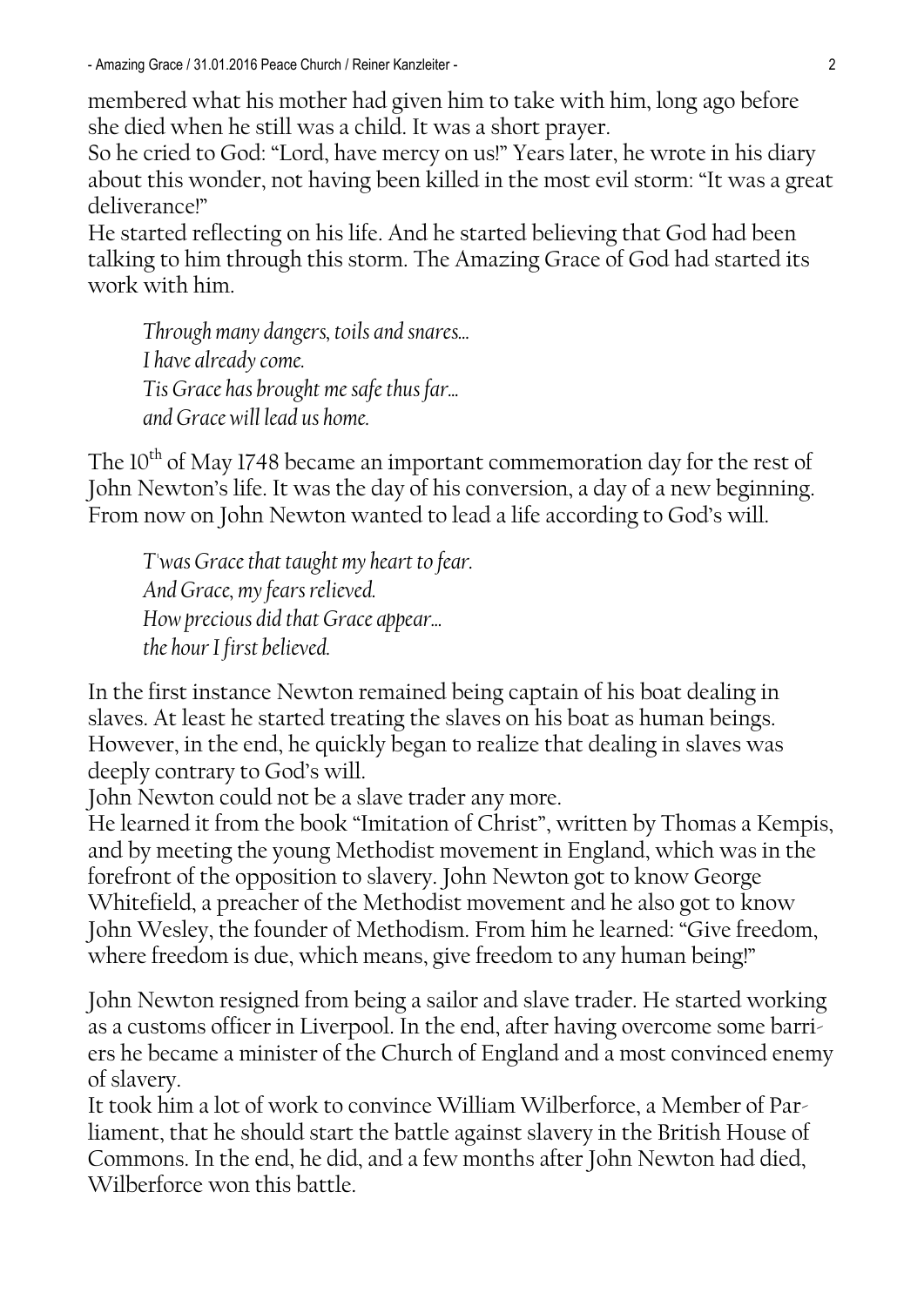membered what his mother had given him to take with him, long ago before she died when he still was a child. It was a short prayer.
So he cried to God: "Lord, have mercy on us!" Years later, he wrote in his diary about this wonder, not having been killed in the most evil storm: "It was a great deliverance!"
He started reflecting on his life. And he started believing that God had been talking to him through this storm. The Amazing Grace of God had started its work with him.

> *Through many dangers, toils and snares…*
> *I have already come.*
> *Tis Grace has brought me safe thus far…*
> *and Grace will lead us home.*

The 10th of May 1748 became an important commemoration day for the rest of John Newton's life. It was the day of his conversion, a day of a new beginning. From now on John Newton wanted to lead a life according to God's will.

> *T'was Grace that taught my heart to fear.*
> *And Grace, my fears relieved.*
> *How precious did that Grace appear…*
> *the hour I first believed.*

In the first instance Newton remained being captain of his boat dealing in slaves. At least he started treating the slaves on his boat as human beings. However, in the end, he quickly began to realize that dealing in slaves was deeply contrary to God's will.
John Newton could not be a slave trader any more.
He learned it from the book "Imitation of Christ", written by Thomas a Kempis, and by meeting the young Methodist movement in England, which was in the forefront of the opposition to slavery. John Newton got to know George Whitefield, a preacher of the Methodist movement and he also got to know John Wesley, the founder of Methodism. From him he learned: "Give freedom, where freedom is due, which means, give freedom to any human being!"

John Newton resigned from being a sailor and slave trader. He started working as a customs officer in Liverpool. In the end, after having overcome some barriers he became a minister of the Church of England and a most convinced enemy of slavery.
It took him a lot of work to convince William Wilberforce, a Member of Parliament, that he should start the battle against slavery in the British House of Commons. In the end, he did, and a few months after John Newton had died, Wilberforce won this battle.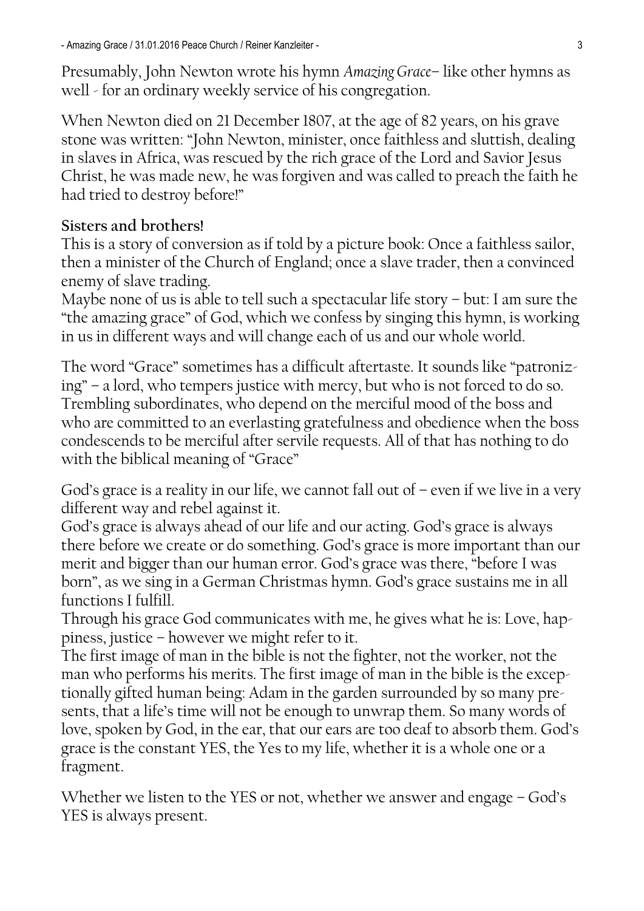Presumably, John Newton wrote his hymn *Amazing Grace*– like other hymns as well - for an ordinary weekly service of his congregation.

When Newton died on 21 December 1807, at the age of 82 years, on his grave stone was written: "John Newton, minister, once faithless and sluttish, dealing in slaves in Africa, was rescued by the rich grace of the Lord and Savior Jesus Christ, he was made new, he was forgiven and was called to preach the faith he had tried to destroy before!"

**Sisters and brothers!**

This is a story of conversion as if told by a picture book: Once a faithless sailor, then a minister of the Church of England; once a slave trader, then a convinced enemy of slave trading.

Maybe none of us is able to tell such a spectacular life story – but: I am sure the "the amazing grace" of God, which we confess by singing this hymn, is working in us in different ways and will change each of us and our whole world.

The word "Grace" sometimes has a difficult aftertaste. It sounds like "patronizing" – a lord, who tempers justice with mercy, but who is not forced to do so. Trembling subordinates, who depend on the merciful mood of the boss and who are committed to an everlasting gratefulness and obedience when the boss condescends to be merciful after servile requests. All of that has nothing to do with the biblical meaning of "Grace"

God's grace is a reality in our life, we cannot fall out of – even if we live in a very different way and rebel against it.

God's grace is always ahead of our life and our acting. God's grace is always there before we create or do something. God's grace is more important than our merit and bigger than our human error. God's grace was there, "before I was born", as we sing in a German Christmas hymn. God's grace sustains me in all functions I fulfill.

Through his grace God communicates with me, he gives what he is: Love, happiness, justice – however we might refer to it.

The first image of man in the bible is not the fighter, not the worker, not the man who performs his merits. The first image of man in the bible is the exceptionally gifted human being: Adam in the garden surrounded by so many presents, that a life's time will not be enough to unwrap them. So many words of love, spoken by God, in the ear, that our ears are too deaf to absorb them. God's grace is the constant YES, the Yes to my life, whether it is a whole one or a fragment.

Whether we listen to the YES or not, whether we answer and engage – God's YES is always present.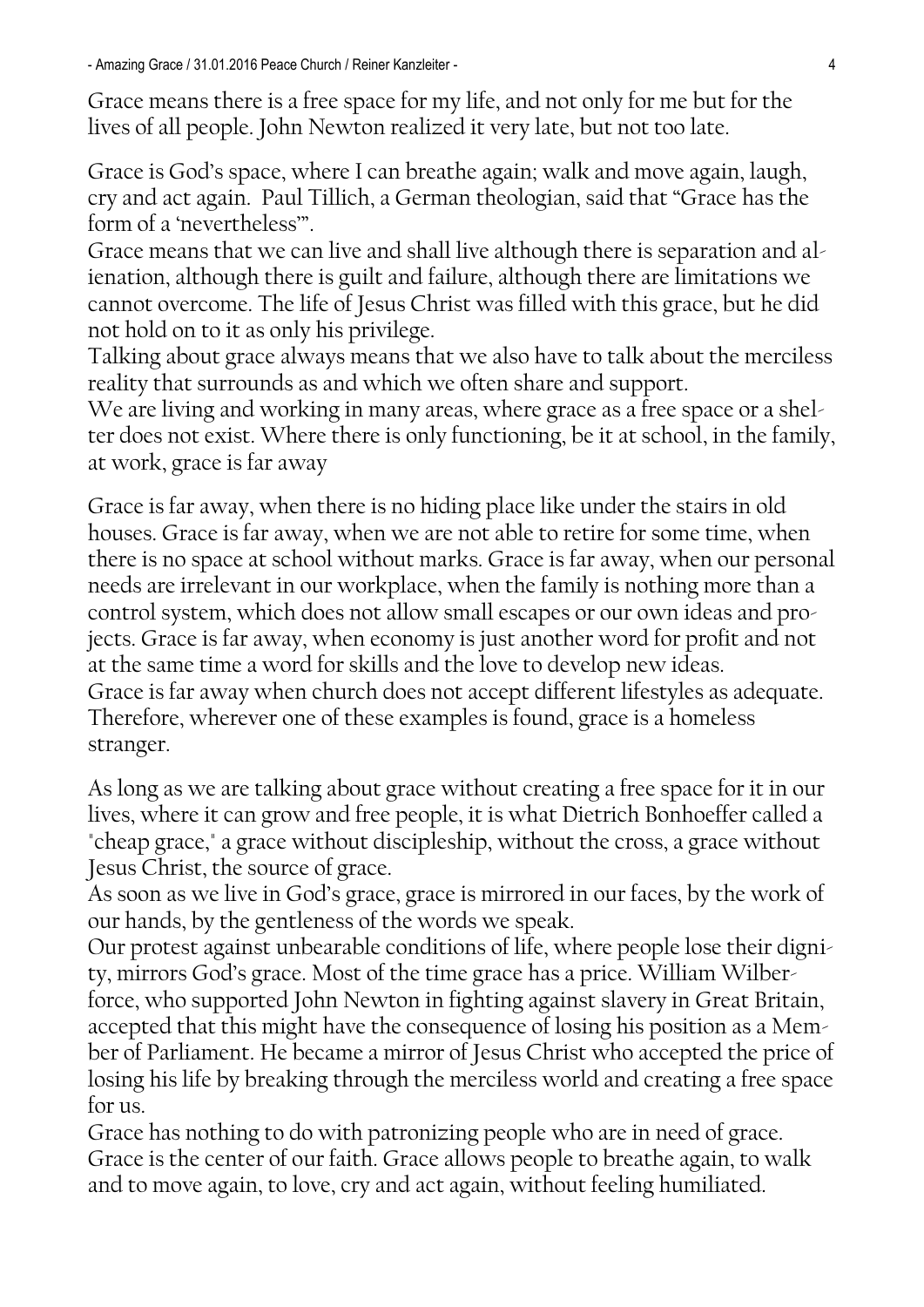Grace means there is a free space for my life, and not only for me but for the lives of all people. John Newton realized it very late, but not too late.

Grace is God's space, where I can breathe again; walk and move again, laugh, cry and act again. Paul Tillich, a German theologian, said that "Grace has the form of a 'nevertheless'".
Grace means that we can live and shall live although there is separation and alienation, although there is guilt and failure, although there are limitations we cannot overcome. The life of Jesus Christ was filled with this grace, but he did not hold on to it as only his privilege.
Talking about grace always means that we also have to talk about the merciless reality that surrounds as and which we often share and support.
We are living and working in many areas, where grace as a free space or a shelter does not exist. Where there is only functioning, be it at school, in the family, at work, grace is far away

Grace is far away, when there is no hiding place like under the stairs in old houses. Grace is far away, when we are not able to retire for some time, when there is no space at school without marks. Grace is far away, when our personal needs are irrelevant in our workplace, when the family is nothing more than a control system, which does not allow small escapes or our own ideas and projects. Grace is far away, when economy is just another word for profit and not at the same time a word for skills and the love to develop new ideas.
Grace is far away when church does not accept different lifestyles as adequate. Therefore, wherever one of these examples is found, grace is a homeless stranger.

As long as we are talking about grace without creating a free space for it in our lives, where it can grow and free people, it is what Dietrich Bonhoeffer called a "cheap grace," a grace without discipleship, without the cross, a grace without Jesus Christ, the source of grace.
As soon as we live in God's grace, grace is mirrored in our faces, by the work of our hands, by the gentleness of the words we speak.
Our protest against unbearable conditions of life, where people lose their dignity, mirrors God's grace. Most of the time grace has a price. William Wilberforce, who supported John Newton in fighting against slavery in Great Britain, accepted that this might have the consequence of losing his position as a Member of Parliament. He became a mirror of Jesus Christ who accepted the price of losing his life by breaking through the merciless world and creating a free space for us.
Grace has nothing to do with patronizing people who are in need of grace.
Grace is the center of our faith. Grace allows people to breathe again, to walk and to move again, to love, cry and act again, without feeling humiliated.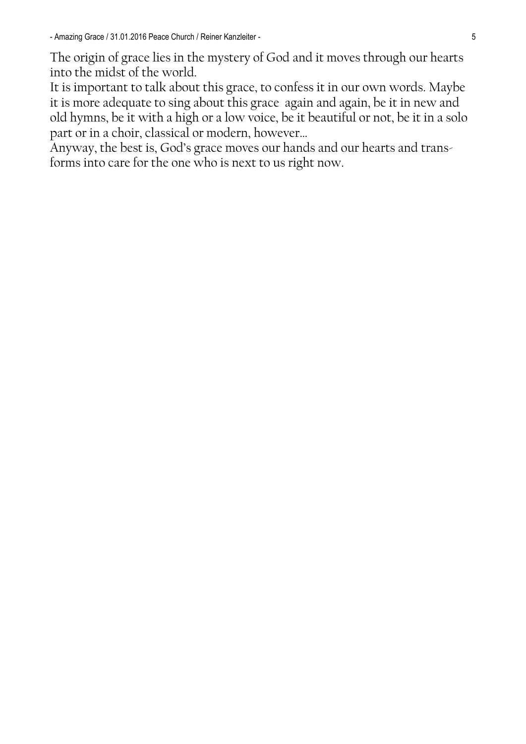The origin of grace lies in the mystery of God and it moves through our hearts into the midst of the world.

It is important to talk about this grace, to confess it in our own words. Maybe it is more adequate to sing about this grace  again and again, be it in new and old hymns, be it with a high or a low voice, be it beautiful or not, be it in a solo part or in a choir, classical or modern, however…

Anyway, the best is, God's grace moves our hands and our hearts and transforms into care for the one who is next to us right now.